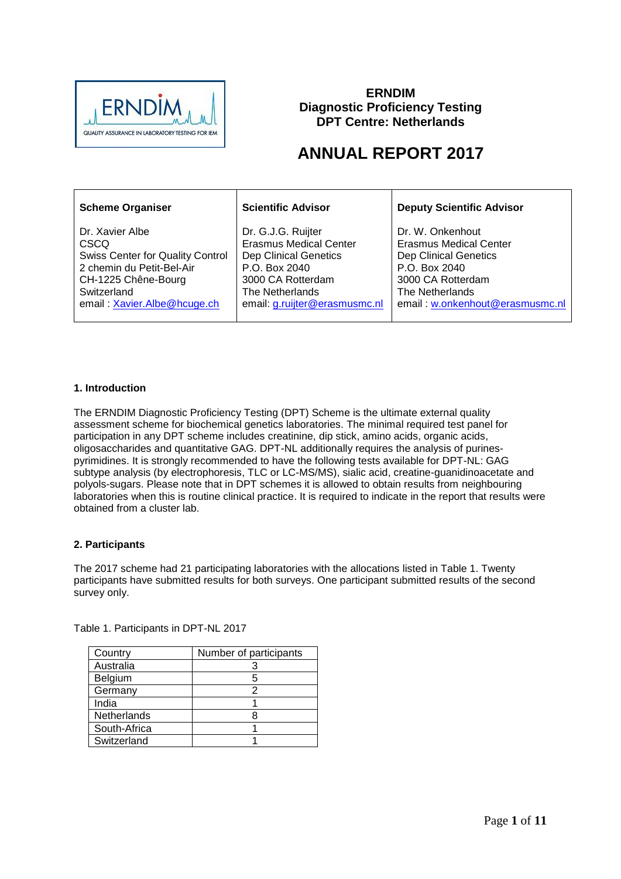**ERNDIM**
**Diagnostic Proficiency Testing**
**DPT Centre: Netherlands**

# ANNUAL REPORT 2017

| Scheme Organiser | Scientific Advisor | Deputy Scientific Advisor |
|---|---|---|
| Dr. Xavier Albe<br>CSCQ<br>Swiss Center for Quality Control<br>2 chemin du Petit-Bel-Air<br>CH-1225 Chêne-Bourg<br>Switzerland<br>email : Xavier.Albe@hcuge.ch | Dr. G.J.G. Ruijter<br>Erasmus Medical Center<br>Dep Clinical Genetics<br>P.O. Box 2040<br>3000 CA Rotterdam<br>The Netherlands<br>email: g.ruijter@erasmusmc.nl | Dr. W. Onkenhout<br>Erasmus Medical Center<br>Dep Clinical Genetics<br>P.O. Box 2040<br>3000 CA Rotterdam<br>The Netherlands<br>email : w.onkenhout@erasmusmc.nl |

## 1. Introduction

The ERNDIM Diagnostic Proficiency Testing (DPT) Scheme is the ultimate external quality assessment scheme for biochemical genetics laboratories. The minimal required test panel for participation in any DPT scheme includes creatinine, dip stick, amino acids, organic acids, oligosaccharides and quantitative GAG. DPT-NL additionally requires the analysis of purines-pyrimidines. It is strongly recommended to have the following tests available for DPT-NL: GAG subtype analysis (by electrophoresis, TLC or LC-MS/MS), sialic acid, creatine-guanidinoacetate and polyols-sugars. Please note that in DPT schemes it is allowed to obtain results from neighbouring laboratories when this is routine clinical practice. It is required to indicate in the report that results were obtained from a cluster lab.

## 2. Participants

The 2017 scheme had 21 participating laboratories with the allocations listed in Table 1. Twenty participants have submitted results for both surveys. One participant submitted results of the second survey only.

Table 1. Participants in DPT-NL 2017

| Country | Number of participants |
|---|---|
| Australia | 3 |
| Belgium | 5 |
| Germany | 2 |
| India | 1 |
| Netherlands | 8 |
| South-Africa | 1 |
| Switzerland | 1 |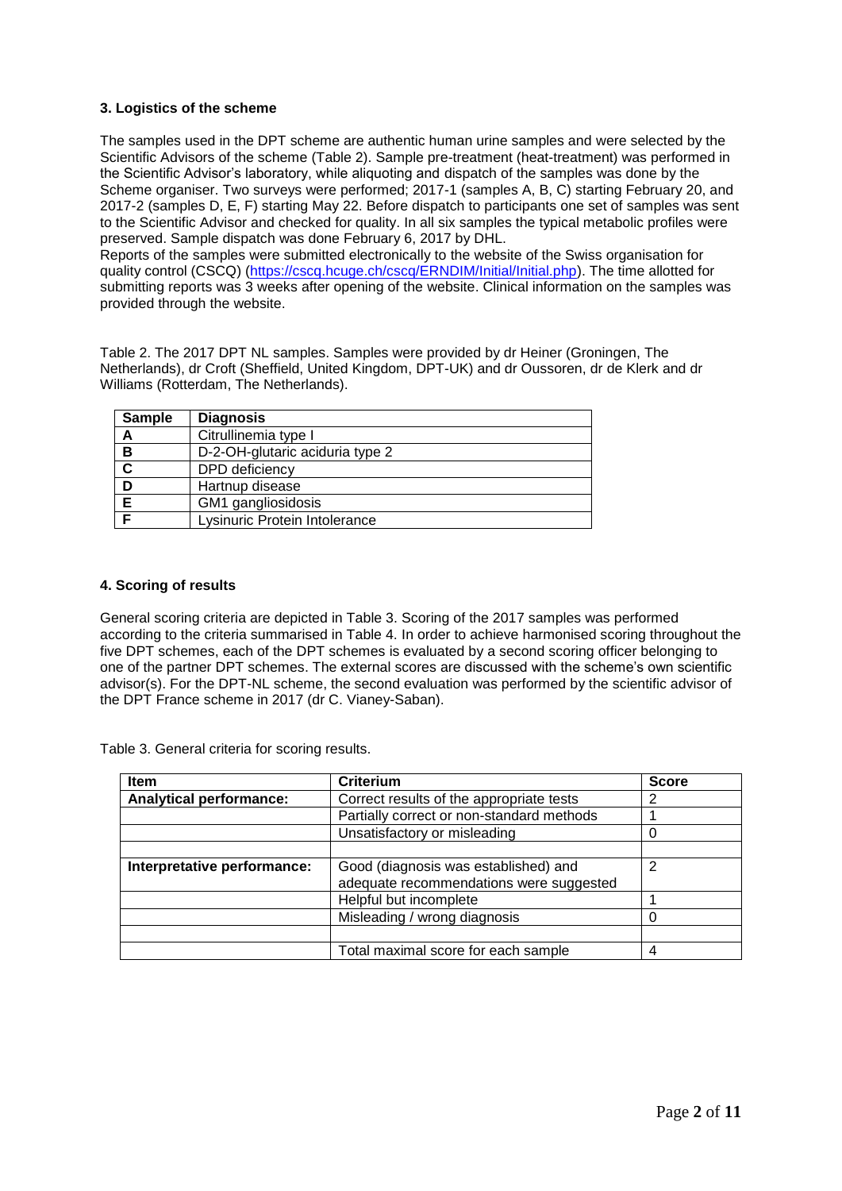### 3. Logistics of the scheme

The samples used in the DPT scheme are authentic human urine samples and were selected by the Scientific Advisors of the scheme (Table 2). Sample pre-treatment (heat-treatment) was performed in the Scientific Advisor's laboratory, while aliquoting and dispatch of the samples was done by the Scheme organiser. Two surveys were performed; 2017-1 (samples A, B, C) starting February 20, and 2017-2 (samples D, E, F) starting May 22. Before dispatch to participants one set of samples was sent to the Scientific Advisor and checked for quality. In all six samples the typical metabolic profiles were preserved. Sample dispatch was done February 6, 2017 by DHL.

Reports of the samples were submitted electronically to the website of the Swiss organisation for quality control (CSCQ) (https://cscq.hcuge.ch/cscq/ERNDIM/Initial/Initial.php). The time allotted for submitting reports was 3 weeks after opening of the website. Clinical information on the samples was provided through the website.

Table 2. The 2017 DPT NL samples. Samples were provided by dr Heiner (Groningen, The Netherlands), dr Croft (Sheffield, United Kingdom, DPT-UK) and dr Oussoren, dr de Klerk and dr Williams (Rotterdam, The Netherlands).

| Sample | Diagnosis |
|---|---|
| A | Citrullinemia type I |
| B | D-2-OH-glutaric aciduria type 2 |
| C | DPD deficiency |
| D | Hartnup disease |
| E | GM1 gangliosidosis |
| F | Lysinuric Protein Intolerance |

### 4. Scoring of results

General scoring criteria are depicted in Table 3. Scoring of the 2017 samples was performed according to the criteria summarised in Table 4. In order to achieve harmonised scoring throughout the five DPT schemes, each of the DPT schemes is evaluated by a second scoring officer belonging to one of the partner DPT schemes. The external scores are discussed with the scheme's own scientific advisor(s). For the DPT-NL scheme, the second evaluation was performed by the scientific advisor of the DPT France scheme in 2017 (dr C. Vianey-Saban).

Table 3. General criteria for scoring results.

| Item | Criterium | Score |
|---|---|---|
| **Analytical performance:** | Correct results of the appropriate tests | 2 |
| | Partially correct or non-standard methods | 1 |
| | Unsatisfactory or misleading | 0 |
| | | |
| **Interpretative performance:** | Good (diagnosis was established) and adequate recommendations were suggested | 2 |
| | Helpful but incomplete | 1 |
| | Misleading / wrong diagnosis | 0 |
| | | |
| | Total maximal score for each sample | 4 |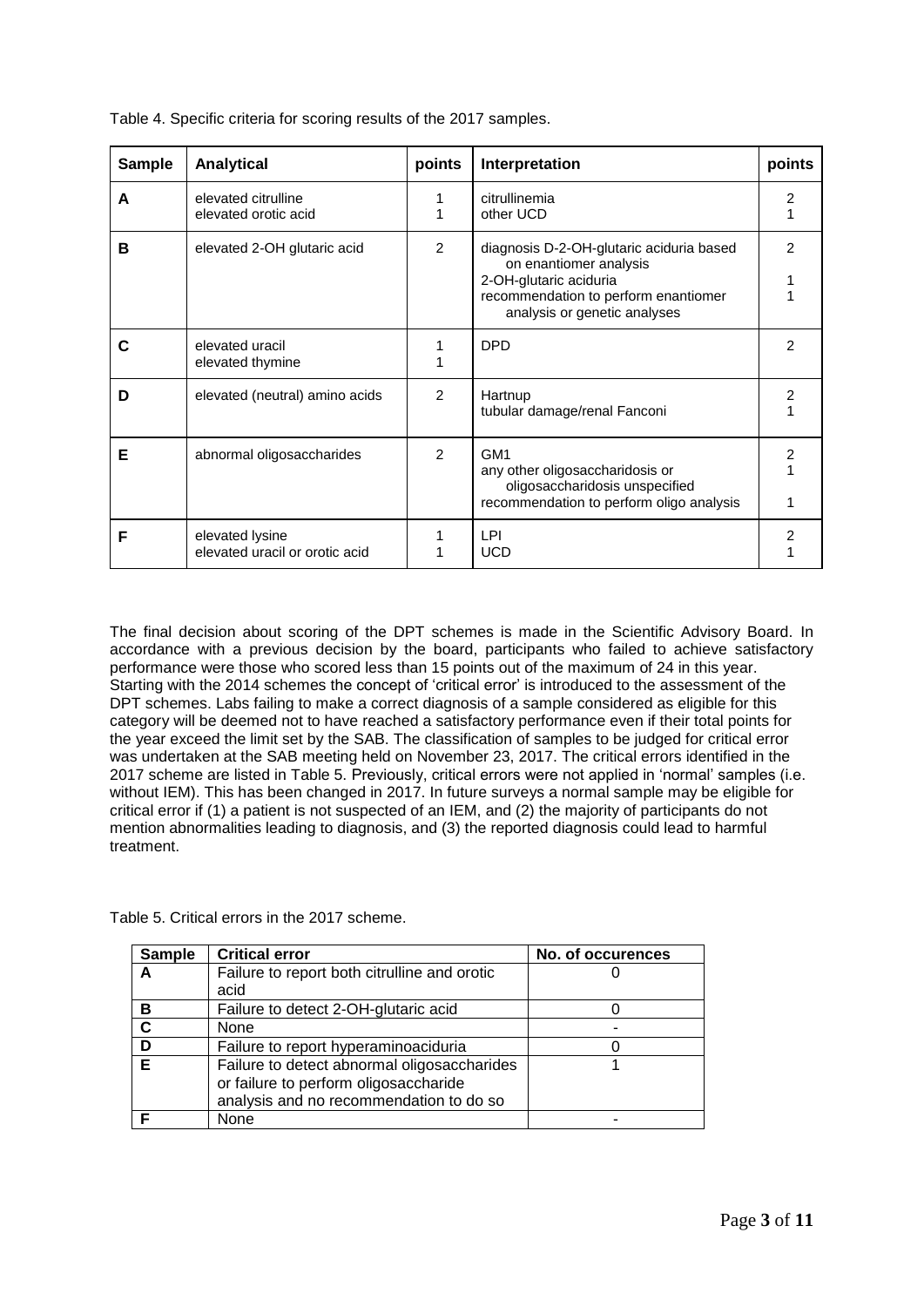Table 4. Specific criteria for scoring results of the 2017 samples.

| Sample | Analytical | points | Interpretation | points |
|---|---|---|---|---|
| **A** | elevated citrulline<br>elevated orotic acid | 1<br>1 | citrullinemia<br>other UCD | 2<br>1 |
| **B** | elevated 2-OH glutaric acid | 2 | diagnosis D-2-OH-glutaric aciduria based on enantiomer analysis<br>2-OH-glutaric aciduria<br>recommendation to perform enantiomer analysis or genetic analyses | 2<br>1<br>1 |
| **C** | elevated uracil<br>elevated thymine | 1<br>1 | DPD | 2 |
| **D** | elevated (neutral) amino acids | 2 | Hartnup<br>tubular damage/renal Fanconi | 2<br>1 |
| **E** | abnormal oligosaccharides | 2 | GM1<br>any other oligosaccharidosis or oligosaccharidosis unspecified<br>recommendation to perform oligo analysis | 2<br>1<br>1 |
| **F** | elevated lysine<br>elevated uracil or orotic acid | 1<br>1 | LPI<br>UCD | 2<br>1 |

The final decision about scoring of the DPT schemes is made in the Scientific Advisory Board. In accordance with a previous decision by the board, participants who failed to achieve satisfactory performance were those who scored less than 15 points out of the maximum of 24 in this year. Starting with the 2014 schemes the concept of 'critical error' is introduced to the assessment of the DPT schemes. Labs failing to make a correct diagnosis of a sample considered as eligible for this category will be deemed not to have reached a satisfactory performance even if their total points for the year exceed the limit set by the SAB. The classification of samples to be judged for critical error was undertaken at the SAB meeting held on November 23, 2017. The critical errors identified in the 2017 scheme are listed in Table 5. Previously, critical errors were not applied in 'normal' samples (i.e. without IEM). This has been changed in 2017. In future surveys a normal sample may be eligible for critical error if (1) a patient is not suspected of an IEM, and (2) the majority of participants do not mention abnormalities leading to diagnosis, and (3) the reported diagnosis could lead to harmful treatment.

Table 5. Critical errors in the 2017 scheme.

| Sample | Critical error | No. of occurences |
|---|---|---|
| **A** | Failure to report both citrulline and orotic acid | 0 |
| **B** | Failure to detect 2-OH-glutaric acid | 0 |
| **C** | None | - |
| **D** | Failure to report hyperaminoaciduria | 0 |
| **E** | Failure to detect abnormal oligosaccharides or failure to perform oligosaccharide analysis and no recommendation to do so | 1 |
| **F** | None | - |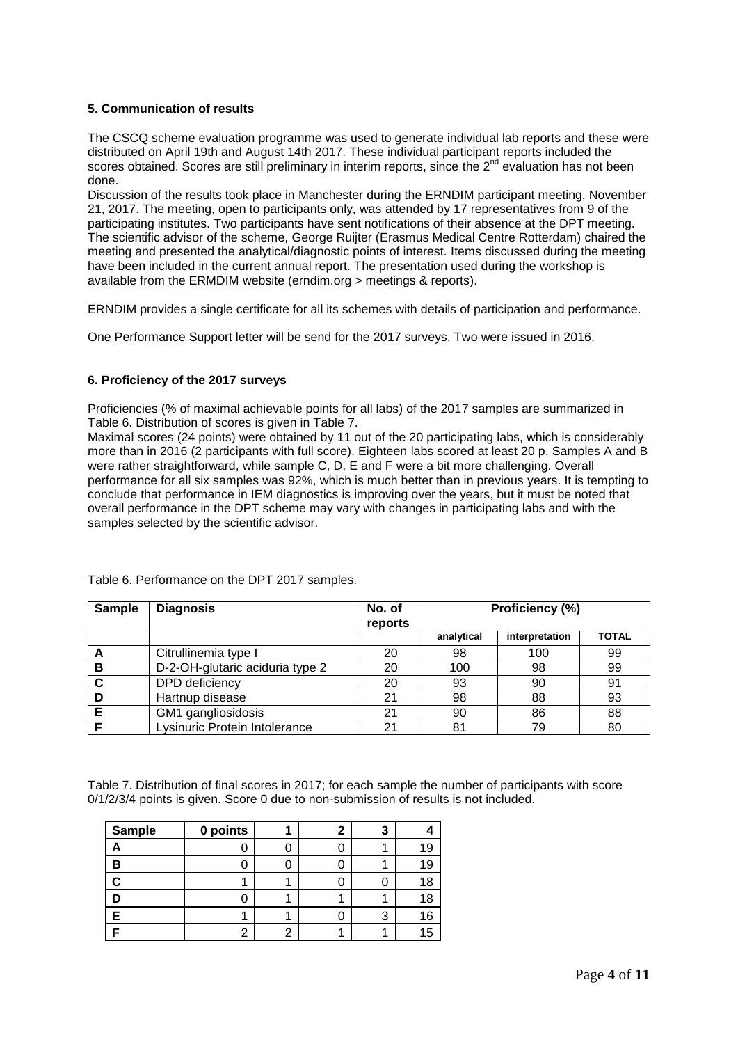### 5. Communication of results

The CSCQ scheme evaluation programme was used to generate individual lab reports and these were distributed on April 19th and August 14th 2017. These individual participant reports included the scores obtained. Scores are still preliminary in interim reports, since the 2[nd] evaluation has not been done.

Discussion of the results took place in Manchester during the ERNDIM participant meeting, November 21, 2017. The meeting, open to participants only, was attended by 17 representatives from 9 of the participating institutes. Two participants have sent notifications of their absence at the DPT meeting. The scientific advisor of the scheme, George Ruijter (Erasmus Medical Centre Rotterdam) chaired the meeting and presented the analytical/diagnostic points of interest. Items discussed during the meeting have been included in the current annual report. The presentation used during the workshop is available from the ERMDIM website (erndim.org > meetings & reports).

ERNDIM provides a single certificate for all its schemes with details of participation and performance.

One Performance Support letter will be send for the 2017 surveys. Two were issued in 2016.

### 6. Proficiency of the 2017 surveys

Proficiencies (% of maximal achievable points for all labs) of the 2017 samples are summarized in Table 6. Distribution of scores is given in Table 7.

Maximal scores (24 points) were obtained by 11 out of the 20 participating labs, which is considerably more than in 2016 (2 participants with full score). Eighteen labs scored at least 20 p. Samples A and B were rather straightforward, while sample C, D, E and F were a bit more challenging. Overall performance for all six samples was 92%, which is much better than in previous years. It is tempting to conclude that performance in IEM diagnostics is improving over the years, but it must be noted that overall performance in the DPT scheme may vary with changes in participating labs and with the samples selected by the scientific advisor.

Table 6. Performance on the DPT 2017 samples.

| Sample | Diagnosis | No. of reports | Proficiency (%) | | |
|---|---|---|---|---|---|
| | | | analytical | interpretation | TOTAL |
| A | Citrullinemia type I | 20 | 98 | 100 | 99 |
| B | D-2-OH-glutaric aciduria type 2 | 20 | 100 | 98 | 99 |
| C | DPD deficiency | 20 | 93 | 90 | 91 |
| D | Hartnup disease | 21 | 98 | 88 | 93 |
| E | GM1 gangliosidosis | 21 | 90 | 86 | 88 |
| F | Lysinuric Protein Intolerance | 21 | 81 | 79 | 80 |

Table 7. Distribution of final scores in 2017; for each sample the number of participants with score 0/1/2/3/4 points is given. Score 0 due to non-submission of results is not included.

| Sample | 0 points | 1 | 2 | 3 | 4 |
|---|---|---|---|---|---|
| A | 0 | 0 | 0 | 1 | 19 |
| B | 0 | 0 | 0 | 1 | 19 |
| C | 1 | 1 | 0 | 0 | 18 |
| D | 0 | 1 | 1 | 1 | 18 |
| E | 1 | 1 | 0 | 3 | 16 |
| F | 2 | 2 | 1 | 1 | 15 |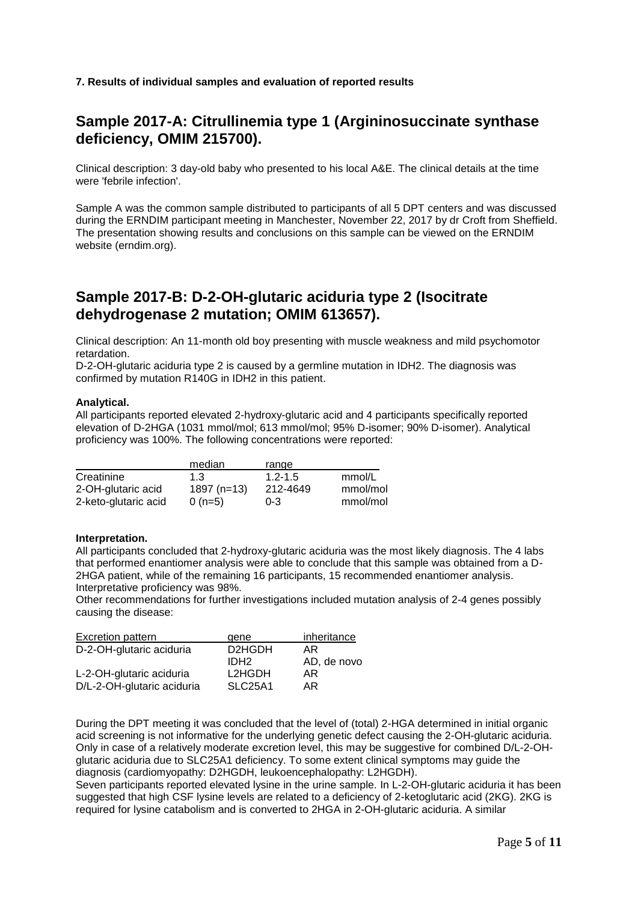**7. Results of individual samples and evaluation of reported results**

## Sample 2017-A: Citrullinemia type 1 (Argininosuccinate synthase deficiency, OMIM 215700).

Clinical description: 3 day-old baby who presented to his local A&E. The clinical details at the time were 'febrile infection'.

Sample A was the common sample distributed to participants of all 5 DPT centers and was discussed during the ERNDIM participant meeting in Manchester, November 22, 2017 by dr Croft from Sheffield. The presentation showing results and conclusions on this sample can be viewed on the ERNDIM website (erndim.org).

## Sample 2017-B: D-2-OH-glutaric aciduria type 2 (Isocitrate dehydrogenase 2 mutation; OMIM 613657).

Clinical description: An 11-month old boy presenting with muscle weakness and mild psychomotor retardation.
D-2-OH-glutaric aciduria type 2 is caused by a germline mutation in IDH2. The diagnosis was confirmed by mutation R140G in IDH2 in this patient.

**Analytical.**
All participants reported elevated 2-hydroxy-glutaric acid and 4 participants specifically reported elevation of D-2HGA (1031 mmol/mol; 613 mmol/mol; 95% D-isomer; 90% D-isomer). Analytical proficiency was 100%. The following concentrations were reported:

| | median | range | |
|---|---|---|---|
| Creatinine | 1.3 | 1.2-1.5 | mmol/L |
| 2-OH-glutaric acid | 1897 (n=13) | 212-4649 | mmol/mol |
| 2-keto-glutaric acid | 0 (n=5) | 0-3 | mmol/mol |

**Interpretation.**
All participants concluded that 2-hydroxy-glutaric aciduria was the most likely diagnosis. The 4 labs that performed enantiomer analysis were able to conclude that this sample was obtained from a D-2HGA patient, while of the remaining 16 participants, 15 recommended enantiomer analysis. Interpretative proficiency was 98%.
Other recommendations for further investigations included mutation analysis of 2-4 genes possibly causing the disease:

| Excretion pattern | gene | inheritance |
|---|---|---|
| D-2-OH-glutaric aciduria | D2HGDH | AR |
| | IDH2 | AD, de novo |
| L-2-OH-glutaric aciduria | L2HGDH | AR |
| D/L-2-OH-glutaric aciduria | SLC25A1 | AR |

During the DPT meeting it was concluded that the level of (total) 2-HGA determined in initial organic acid screening is not informative for the underlying genetic defect causing the 2-OH-glutaric aciduria. Only in case of a relatively moderate excretion level, this may be suggestive for combined D/L-2-OH-glutaric aciduria due to SLC25A1 deficiency. To some extent clinical symptoms may guide the diagnosis (cardiomyopathy: D2HGDH, leukoencephalopathy: L2HGDH).
Seven participants reported elevated lysine in the urine sample. In L-2-OH-glutaric aciduria it has been suggested that high CSF lysine levels are related to a deficiency of 2-ketoglutaric acid (2KG). 2KG is required for lysine catabolism and is converted to 2HGA in 2-OH-glutaric aciduria. A similar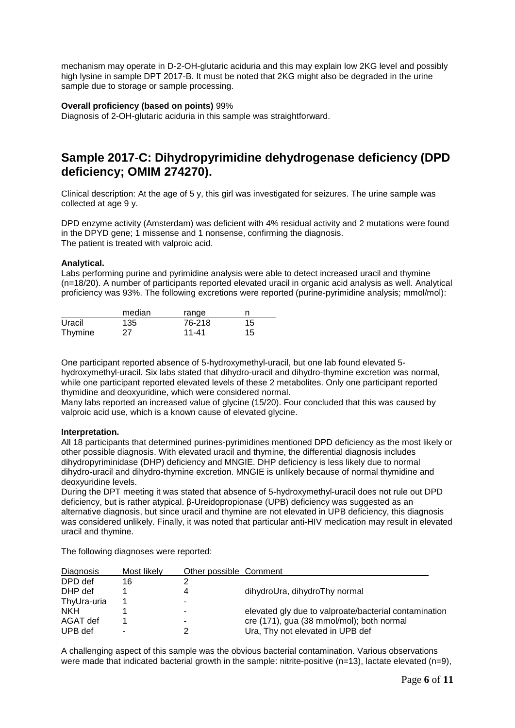mechanism may operate in D-2-OH-glutaric aciduria and this may explain low 2KG level and possibly high lysine in sample DPT 2017-B. It must be noted that 2KG might also be degraded in the urine sample due to storage or sample processing.

**Overall proficiency (based on points)** 99%

Diagnosis of 2-OH-glutaric aciduria in this sample was straightforward.

## Sample 2017-C: Dihydropyrimidine dehydrogenase deficiency (DPD deficiency; OMIM 274270).

Clinical description: At the age of 5 y, this girl was investigated for seizures. The urine sample was collected at age 9 y.

DPD enzyme activity (Amsterdam) was deficient with 4% residual activity and 2 mutations were found in the DPYD gene; 1 missense and 1 nonsense, confirming the diagnosis.
The patient is treated with valproic acid.

**Analytical.**

Labs performing purine and pyrimidine analysis were able to detect increased uracil and thymine (n=18/20). A number of participants reported elevated uracil in organic acid analysis as well. Analytical proficiency was 93%. The following excretions were reported (purine-pyrimidine analysis; mmol/mol):

| | median | range | n |
|---|---|---|---|
| Uracil | 135 | 76-218 | 15 |
| Thymine | 27 | 11-41 | 15 |

One participant reported absence of 5-hydroxymethyl-uracil, but one lab found elevated 5-hydroxymethyl-uracil. Six labs stated that dihydro-uracil and dihydro-thymine excretion was normal, while one participant reported elevated levels of these 2 metabolites. Only one participant reported thymidine and deoxyuridine, which were considered normal.
Many labs reported an increased value of glycine (15/20). Four concluded that this was caused by valproic acid use, which is a known cause of elevated glycine.

**Interpretation.**

All 18 participants that determined purines-pyrimidines mentioned DPD deficiency as the most likely or other possible diagnosis. With elevated uracil and thymine, the differential diagnosis includes dihydropyriminidase (DHP) deficiency and MNGIE. DHP deficiency is less likely due to normal dihydro-uracil and dihydro-thymine excretion. MNGIE is unlikely because of normal thymidine and deoxyuridine levels.
During the DPT meeting it was stated that absence of 5-hydroxymethyl-uracil does not rule out DPD deficiency, but is rather atypical. β-Ureidopropionase (UPB) deficiency was suggested as an alternative diagnosis, but since uracil and thymine are not elevated in UPB deficiency, this diagnosis was considered unlikely. Finally, it was noted that particular anti-HIV medication may result in elevated uracil and thymine.

The following diagnoses were reported:

| Diagnosis | Most likely | Other possible | Comment |
|---|---|---|---|
| DPD def | 16 | 2 | |
| DHP def | 1 | 4 | dihydroUra, dihydroThy normal |
| ThyUra-uria | 1 | - | |
| NKH | 1 | - | elevated gly due to valproate/bacterial contamination |
| AGAT def | 1 | - | cre (171), gua (38 mmol/mol); both normal |
| UPB def | - | 2 | Ura, Thy not elevated in UPB def |

A challenging aspect of this sample was the obvious bacterial contamination. Various observations were made that indicated bacterial growth in the sample: nitrite-positive (n=13), lactate elevated (n=9),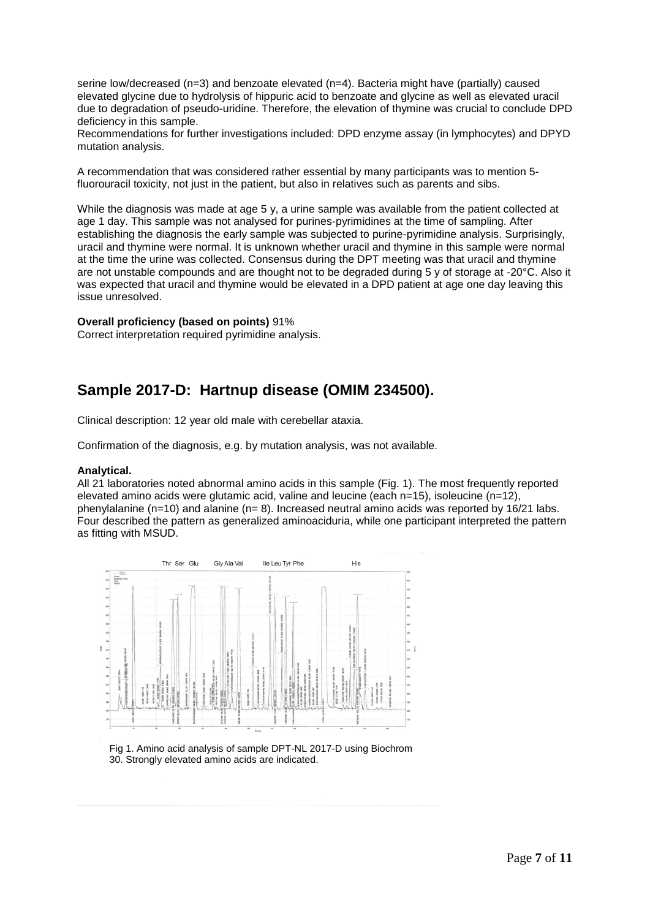serine low/decreased (n=3) and benzoate elevated (n=4). Bacteria might have (partially) caused elevated glycine due to hydrolysis of hippuric acid to benzoate and glycine as well as elevated uracil due to degradation of pseudo-uridine. Therefore, the elevation of thymine was crucial to conclude DPD deficiency in this sample.
Recommendations for further investigations included: DPD enzyme assay (in lymphocytes) and DPYD mutation analysis.

A recommendation that was considered rather essential by many participants was to mention 5-fluorouracil toxicity, not just in the patient, but also in relatives such as parents and sibs.

While the diagnosis was made at age 5 y, a urine sample was available from the patient collected at age 1 day. This sample was not analysed for purines-pyrimidines at the time of sampling. After establishing the diagnosis the early sample was subjected to purine-pyrimidine analysis. Surprisingly, uracil and thymine were normal. It is unknown whether uracil and thymine in this sample were normal at the time the urine was collected. Consensus during the DPT meeting was that uracil and thymine are not unstable compounds and are thought not to be degraded during 5 y of storage at -20°C. Also it was expected that uracil and thymine would be elevated in a DPD patient at age one day leaving this issue unresolved.

**Overall proficiency (based on points)** 91%
Correct interpretation required pyrimidine analysis.

## Sample 2017-D: Hartnup disease (OMIM 234500).

Clinical description: 12 year old male with cerebellar ataxia.

Confirmation of the diagnosis, e.g. by mutation analysis, was not available.

**Analytical.**
All 21 laboratories noted abnormal amino acids in this sample (Fig. 1). The most frequently reported elevated amino acids were glutamic acid, valine and leucine (each n=15), isoleucine (n=12), phenylalanine (n=10) and alanine (n= 8). Increased neutral amino acids was reported by 16/21 labs. Four described the pattern as generalized aminoaciduria, while one participant interpreted the pattern as fitting with MSUD.

Fig 1. Amino acid analysis of sample DPT-NL 2017-D using Biochrom 30. Strongly elevated amino acids are indicated.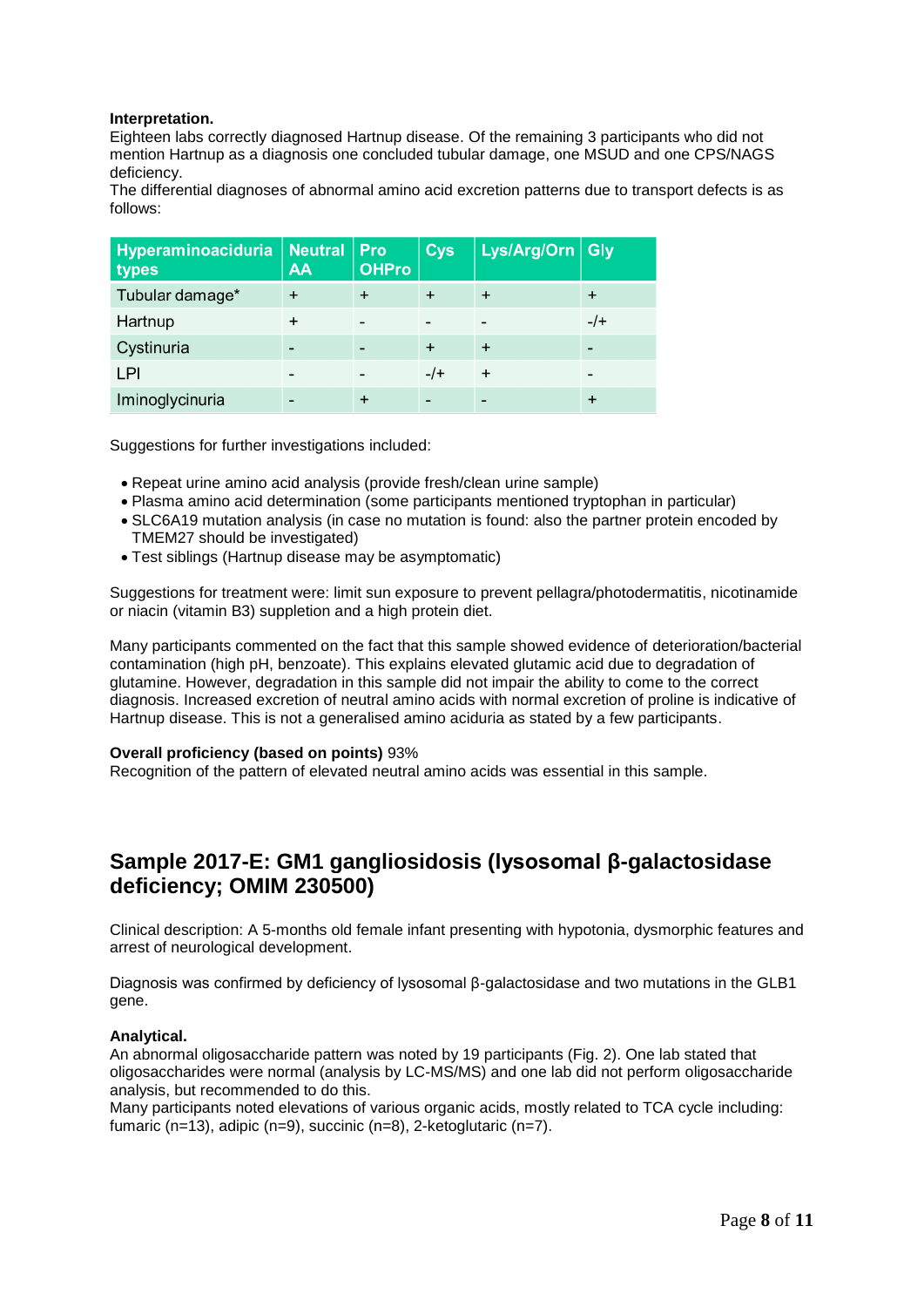**Interpretation.**
Eighteen labs correctly diagnosed Hartnup disease. Of the remaining 3 participants who did not mention Hartnup as a diagnosis one concluded tubular damage, one MSUD and one CPS/NAGS deficiency.
The differential diagnoses of abnormal amino acid excretion patterns due to transport defects is as follows:

| Hyperaminoaciduria types | Neutral AA | Pro OHPro | Cys | Lys/Arg/Orn | Gly |
|---|---|---|---|---|---|
| Tubular damage* | + | + | + | + | + |
| Hartnup | + | - | - | - | -/+ |
| Cystinuria | - | - | + | + | - |
| LPI | - | - | -/+ | + | - |
| Iminoglycinuria | - | + | - | - | + |

Suggestions for further investigations included:

- Repeat urine amino acid analysis (provide fresh/clean urine sample)
- Plasma amino acid determination (some participants mentioned tryptophan in particular)
- SLC6A19 mutation analysis (in case no mutation is found: also the partner protein encoded by TMEM27 should be investigated)
- Test siblings (Hartnup disease may be asymptomatic)

Suggestions for treatment were: limit sun exposure to prevent pellagra/photodermatitis, nicotinamide or niacin (vitamin B3) suppletion and a high protein diet.

Many participants commented on the fact that this sample showed evidence of deterioration/bacterial contamination (high pH, benzoate). This explains elevated glutamic acid due to degradation of glutamine. However, degradation in this sample did not impair the ability to come to the correct diagnosis. Increased excretion of neutral amino acids with normal excretion of proline is indicative of Hartnup disease. This is not a generalised amino aciduria as stated by a few participants.

**Overall proficiency (based on points)** 93%
Recognition of the pattern of elevated neutral amino acids was essential in this sample.

## Sample 2017-E: GM1 gangliosidosis (lysosomal β-galactosidase deficiency; OMIM 230500)

Clinical description: A 5-months old female infant presenting with hypotonia, dysmorphic features and arrest of neurological development.

Diagnosis was confirmed by deficiency of lysosomal β-galactosidase and two mutations in the GLB1 gene.

**Analytical.**
An abnormal oligosaccharide pattern was noted by 19 participants (Fig. 2). One lab stated that oligosaccharides were normal (analysis by LC-MS/MS) and one lab did not perform oligosaccharide analysis, but recommended to do this.
Many participants noted elevations of various organic acids, mostly related to TCA cycle including: fumaric (n=13), adipic (n=9), succinic (n=8), 2-ketoglutaric (n=7).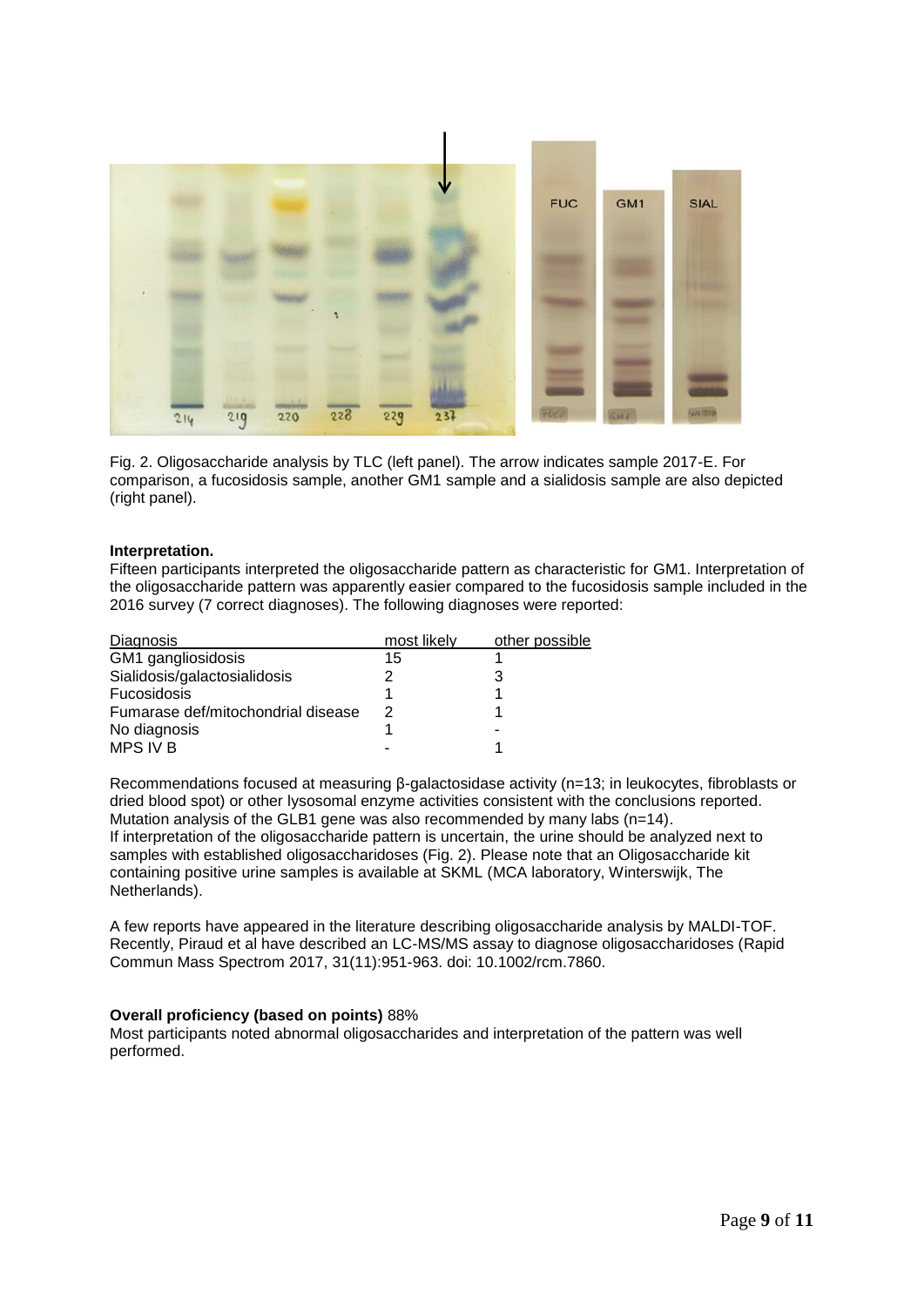Fig. 2. Oligosaccharide analysis by TLC (left panel). The arrow indicates sample 2017-E. For comparison, a fucosidosis sample, another GM1 sample and a sialidosis sample are also depicted (right panel).

**Interpretation.**

Fifteen participants interpreted the oligosaccharide pattern as characteristic for GM1. Interpretation of the oligosaccharide pattern was apparently easier compared to the fucosidosis sample included in the 2016 survey (7 correct diagnoses). The following diagnoses were reported:

| Diagnosis | most likely | other possible |
|---|---|---|
| GM1 gangliosidosis | 15 | 1 |
| Sialidosis/galactosialidosis | 2 | 3 |
| Fucosidosis | 1 | 1 |
| Fumarase def/mitochondrial disease | 2 | 1 |
| No diagnosis | 1 | - |
| MPS IV B | - | 1 |

Recommendations focused at measuring β-galactosidase activity (n=13; in leukocytes, fibroblasts or dried blood spot) or other lysosomal enzyme activities consistent with the conclusions reported. Mutation analysis of the GLB1 gene was also recommended by many labs (n=14).
If interpretation of the oligosaccharide pattern is uncertain, the urine should be analyzed next to samples with established oligosaccharidoses (Fig. 2). Please note that an Oligosaccharide kit containing positive urine samples is available at SKML (MCA laboratory, Winterswijk, The Netherlands).

A few reports have appeared in the literature describing oligosaccharide analysis by MALDI-TOF. Recently, Piraud et al have described an LC-MS/MS assay to diagnose oligosaccharidoses (Rapid Commun Mass Spectrom 2017, 31(11):951-963. doi: 10.1002/rcm.7860.

**Overall proficiency (based on points)** 88%

Most participants noted abnormal oligosaccharides and interpretation of the pattern was well performed.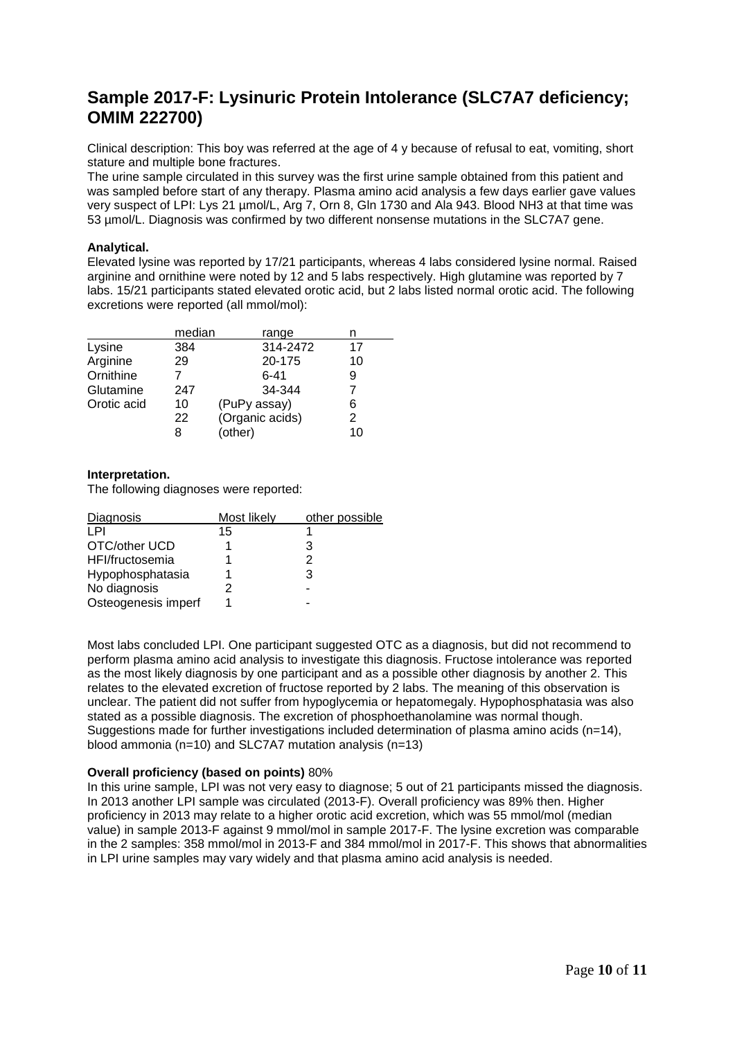## Sample 2017-F: Lysinuric Protein Intolerance (SLC7A7 deficiency; OMIM 222700)

Clinical description: This boy was referred at the age of 4 y because of refusal to eat, vomiting, short stature and multiple bone fractures.

The urine sample circulated in this survey was the first urine sample obtained from this patient and was sampled before start of any therapy. Plasma amino acid analysis a few days earlier gave values very suspect of LPI: Lys 21 µmol/L, Arg 7, Orn 8, Gln 1730 and Ala 943. Blood $NH_3$ at that time was 53 µmol/L. Diagnosis was confirmed by two different nonsense mutations in the SLC7A7 gene.

**Analytical.**

Elevated lysine was reported by 17/21 participants, whereas 4 labs considered lysine normal. Raised arginine and ornithine were noted by 12 and 5 labs respectively. High glutamine was reported by 7 labs. 15/21 participants stated elevated orotic acid, but 2 labs listed normal orotic acid. The following excretions were reported (all mmol/mol):

| | median | range | n |
|---|---|---|---|
| Lysine | 384 | 314-2472 | 17 |
| Arginine | 29 | 20-175 | 10 |
| Ornithine | 7 | 6-41 | 9 |
| Glutamine | 247 | 34-344 | 7 |
| Orotic acid | 10 | (PuPy assay) | 6 |
| | 22 | (Organic acids) | 2 |
| | 8 | (other) | 10 |

**Interpretation.**

The following diagnoses were reported:

| Diagnosis | Most likely | other possible |
|---|---|---|
| LPI | 15 | 1 |
| OTC/other UCD | 1 | 3 |
| HFI/fructosemia | 1 | 2 |
| Hypophosphatasia | 1 | 3 |
| No diagnosis | 2 | - |
| Osteogenesis imperf | 1 | - |

Most labs concluded LPI. One participant suggested OTC as a diagnosis, but did not recommend to perform plasma amino acid analysis to investigate this diagnosis. Fructose intolerance was reported as the most likely diagnosis by one participant and as a possible other diagnosis by another 2. This relates to the elevated excretion of fructose reported by 2 labs. The meaning of this observation is unclear. The patient did not suffer from hypoglycemia or hepatomegaly. Hypophosphatasia was also stated as a possible diagnosis. The excretion of phosphoethanolamine was normal though. Suggestions made for further investigations included determination of plasma amino acids (n=14), blood ammonia (n=10) and SLC7A7 mutation analysis (n=13)

**Overall proficiency (based on points)** 80%

In this urine sample, LPI was not very easy to diagnose; 5 out of 21 participants missed the diagnosis. In 2013 another LPI sample was circulated (2013-F). Overall proficiency was 89% then. Higher proficiency in 2013 may relate to a higher orotic acid excretion, which was 55 mmol/mol (median value) in sample 2013-F against 9 mmol/mol in sample 2017-F. The lysine excretion was comparable in the 2 samples: 358 mmol/mol in 2013-F and 384 mmol/mol in 2017-F. This shows that abnormalities in LPI urine samples may vary widely and that plasma amino acid analysis is needed.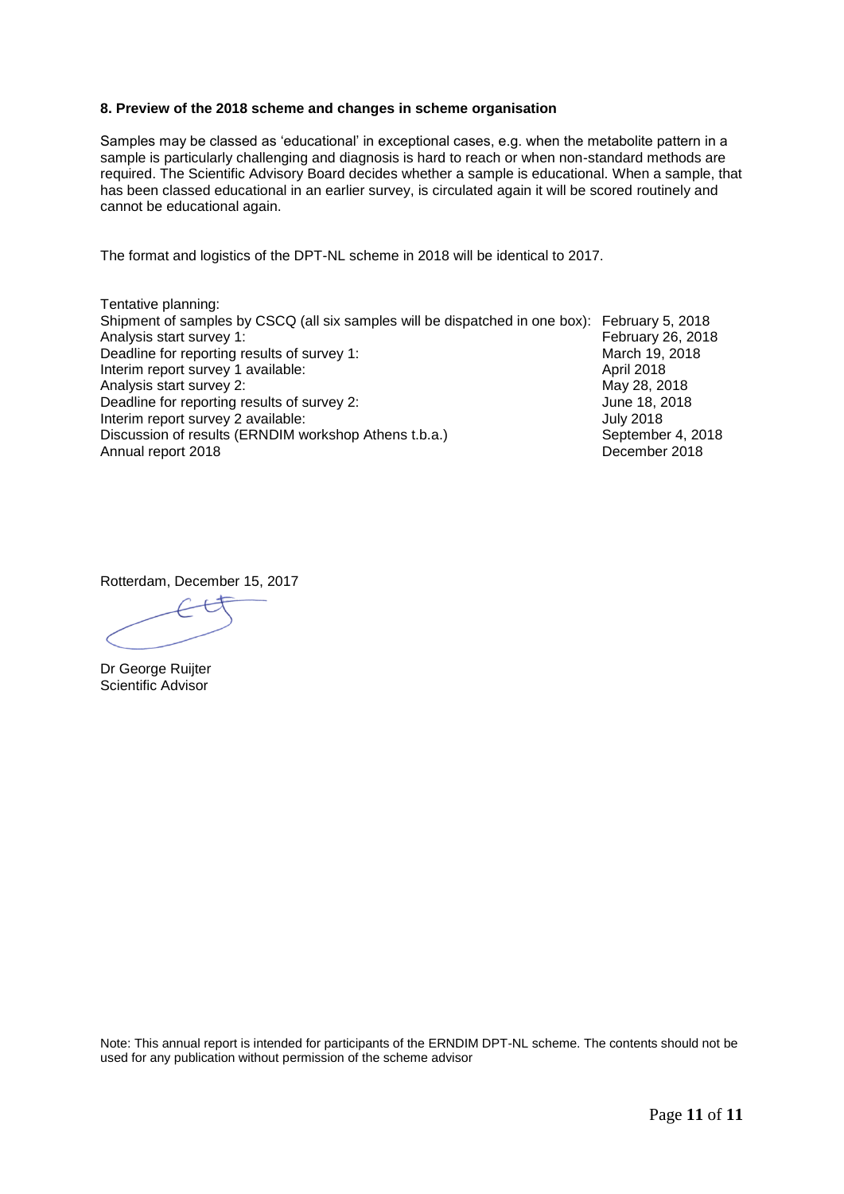### 8. Preview of the 2018 scheme and changes in scheme organisation

Samples may be classed as 'educational' in exceptional cases, e.g. when the metabolite pattern in a sample is particularly challenging and diagnosis is hard to reach or when non-standard methods are required. The Scientific Advisory Board decides whether a sample is educational. When a sample, that has been classed educational in an earlier survey, is circulated again it will be scored routinely and cannot be educational again.

The format and logistics of the DPT-NL scheme in 2018 will be identical to 2017.

Tentative planning:

| | |
|---|---|
| Shipment of samples by CSCQ (all six samples will be dispatched in one box): | February 5, 2018 |
| Analysis start survey 1: | February 26, 2018 |
| Deadline for reporting results of survey 1: | March 19, 2018 |
| Interim report survey 1 available: | April 2018 |
| Analysis start survey 2: | May 28, 2018 |
| Deadline for reporting results of survey 2: | June 18, 2018 |
| Interim report survey 2 available: | July 2018 |
| Discussion of results (ERNDIM workshop Athens t.b.a.) | September 4, 2018 |
| Annual report 2018 | December 2018 |

Rotterdam, December 15, 2017

Dr George Ruijter
Scientific Advisor

Note: This annual report is intended for participants of the ERNDIM DPT-NL scheme. The contents should not be used for any publication without permission of the scheme advisor